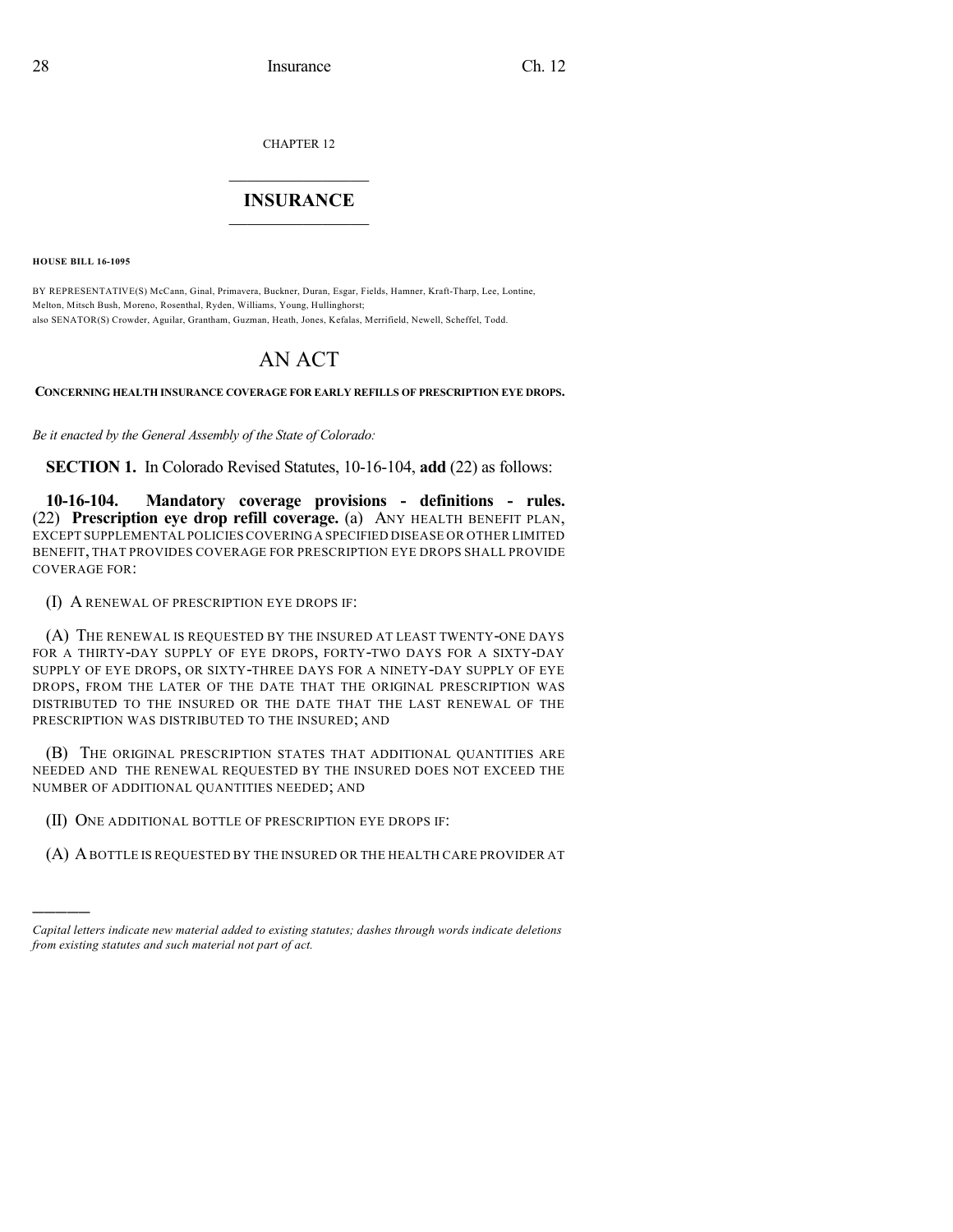CHAPTER 12

# INSURANCE

**HOUSE BILL 16-1095**

BY REPRESENTATIVE(S) McCann, Ginal, Primavera, Buckner, Duran, Esgar, Fields, Hamner, Kraft-Tharp, Lee, Lontine, Melton, Mitsch Bush, Moreno, Rosenthal, Ryden, Williams, Young, Hullinghorst;
also SENATOR(S) Crowder, Aguilar, Grantham, Guzman, Heath, Jones, Kefalas, Merrifield, Newell, Scheffel, Todd.

# AN ACT

**CONCERNING HEALTH INSURANCE COVERAGE FOR EARLY REFILLS OF PRESCRIPTION EYE DROPS.**

*Be it enacted by the General Assembly of the State of Colorado:*

**SECTION 1.** In Colorado Revised Statutes, 10-16-104, **add** (22) as follows:

**10-16-104. Mandatory coverage provisions - definitions - rules.** (22) **Prescription eye drop refill coverage.** (a) ANY HEALTH BENEFIT PLAN, EXCEPT SUPPLEMENTAL POLICIES COVERING A SPECIFIED DISEASE OR OTHER LIMITED BENEFIT, THAT PROVIDES COVERAGE FOR PRESCRIPTION EYE DROPS SHALL PROVIDE COVERAGE FOR:

(I) A RENEWAL OF PRESCRIPTION EYE DROPS IF:

(A) THE RENEWAL IS REQUESTED BY THE INSURED AT LEAST TWENTY-ONE DAYS FOR A THIRTY-DAY SUPPLY OF EYE DROPS, FORTY-TWO DAYS FOR A SIXTY-DAY SUPPLY OF EYE DROPS, OR SIXTY-THREE DAYS FOR A NINETY-DAY SUPPLY OF EYE DROPS, FROM THE LATER OF THE DATE THAT THE ORIGINAL PRESCRIPTION WAS DISTRIBUTED TO THE INSURED OR THE DATE THAT THE LAST RENEWAL OF THE PRESCRIPTION WAS DISTRIBUTED TO THE INSURED; AND

(B) THE ORIGINAL PRESCRIPTION STATES THAT ADDITIONAL QUANTITIES ARE NEEDED AND THE RENEWAL REQUESTED BY THE INSURED DOES NOT EXCEED THE NUMBER OF ADDITIONAL QUANTITIES NEEDED; AND

(II) ONE ADDITIONAL BOTTLE OF PRESCRIPTION EYE DROPS IF:

(A) A BOTTLE IS REQUESTED BY THE INSURED OR THE HEALTH CARE PROVIDER AT

---

*Capital letters indicate new material added to existing statutes; dashes through words indicate deletions from existing statutes and such material not part of act.*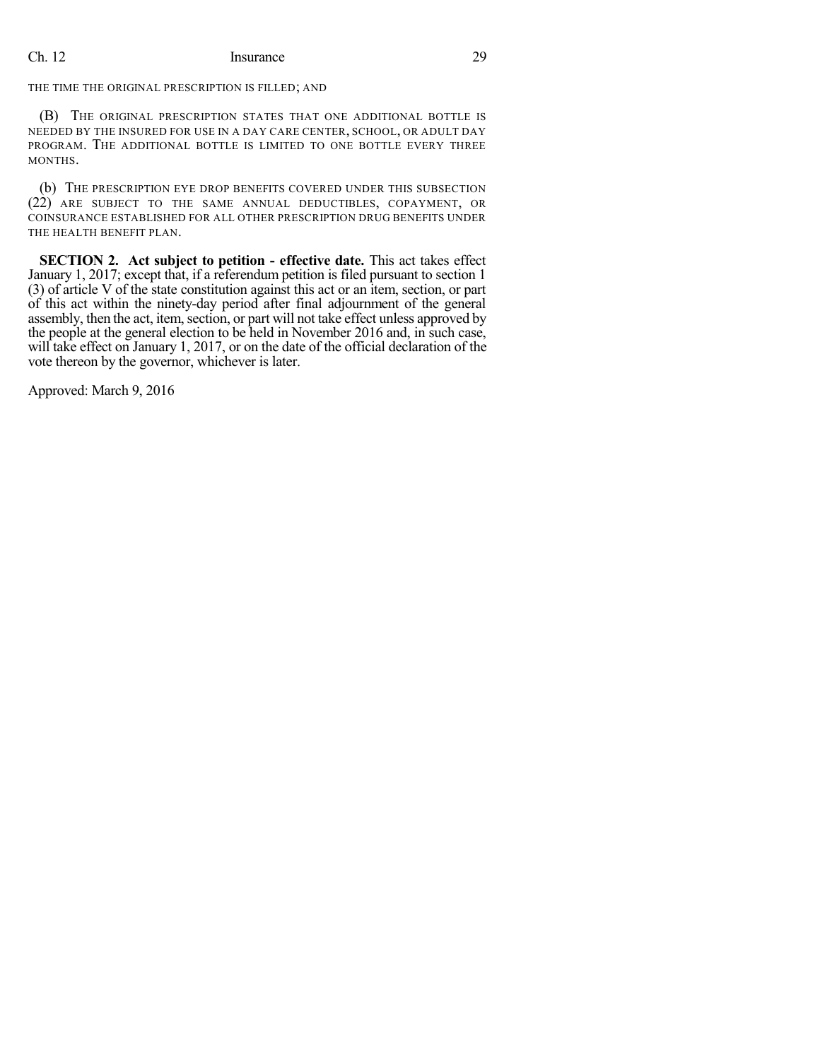THE TIME THE ORIGINAL PRESCRIPTION IS FILLED; AND

(B) THE ORIGINAL PRESCRIPTION STATES THAT ONE ADDITIONAL BOTTLE IS NEEDED BY THE INSURED FOR USE IN A DAY CARE CENTER, SCHOOL, OR ADULT DAY PROGRAM. THE ADDITIONAL BOTTLE IS LIMITED TO ONE BOTTLE EVERY THREE MONTHS.

(b) THE PRESCRIPTION EYE DROP BENEFITS COVERED UNDER THIS SUBSECTION (22) ARE SUBJECT TO THE SAME ANNUAL DEDUCTIBLES, COPAYMENT, OR COINSURANCE ESTABLISHED FOR ALL OTHER PRESCRIPTION DRUG BENEFITS UNDER THE HEALTH BENEFIT PLAN.

**SECTION 2. Act subject to petition - effective date.** This act takes effect January 1, 2017; except that, if a referendum petition is filed pursuant to section 1 (3) of article V of the state constitution against this act or an item, section, or part of this act within the ninety-day period after final adjournment of the general assembly, then the act, item, section, or part will not take effect unless approved by the people at the general election to be held in November 2016 and, in such case, will take effect on January 1, 2017, or on the date of the official declaration of the vote thereon by the governor, whichever is later.

Approved: March 9, 2016